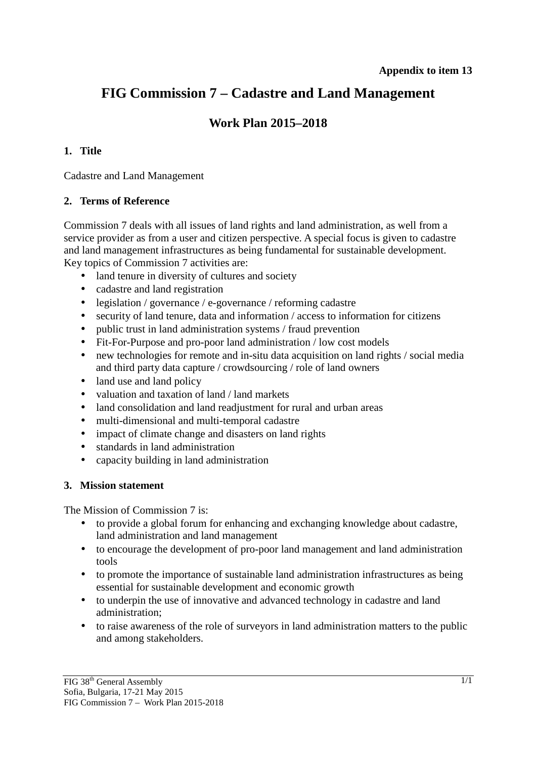**Appendix to item 13**

# FIG Commission 7 – Cadastre and Land Management

## Work Plan 2015–2018

### 1. Title

Cadastre and Land Management

### 2. Terms of Reference

Commission 7 deals with all issues of land rights and land administration, as well from a service provider as from a user and citizen perspective. A special focus is given to cadastre and land management infrastructures as being fundamental for sustainable development. Key topics of Commission 7 activities are:

- land tenure in diversity of cultures and society
- cadastre and land registration
- legislation / governance / e-governance / reforming cadastre
- security of land tenure, data and information / access to information for citizens
- public trust in land administration systems / fraud prevention
- Fit-For-Purpose and pro-poor land administration / low cost models
- new technologies for remote and in-situ data acquisition on land rights / social media and third party data capture / crowdsourcing / role of land owners
- land use and land policy
- valuation and taxation of land / land markets
- land consolidation and land readjustment for rural and urban areas
- multi-dimensional and multi-temporal cadastre
- impact of climate change and disasters on land rights
- standards in land administration
- capacity building in land administration

### 3. Mission statement

The Mission of Commission 7 is:

- to provide a global forum for enhancing and exchanging knowledge about cadastre, land administration and land management
- to encourage the development of pro-poor land management and land administration tools
- to promote the importance of sustainable land administration infrastructures as being essential for sustainable development and economic growth
- to underpin the use of innovative and advanced technology in cadastre and land administration;
- to raise awareness of the role of surveyors in land administration matters to the public and among stakeholders.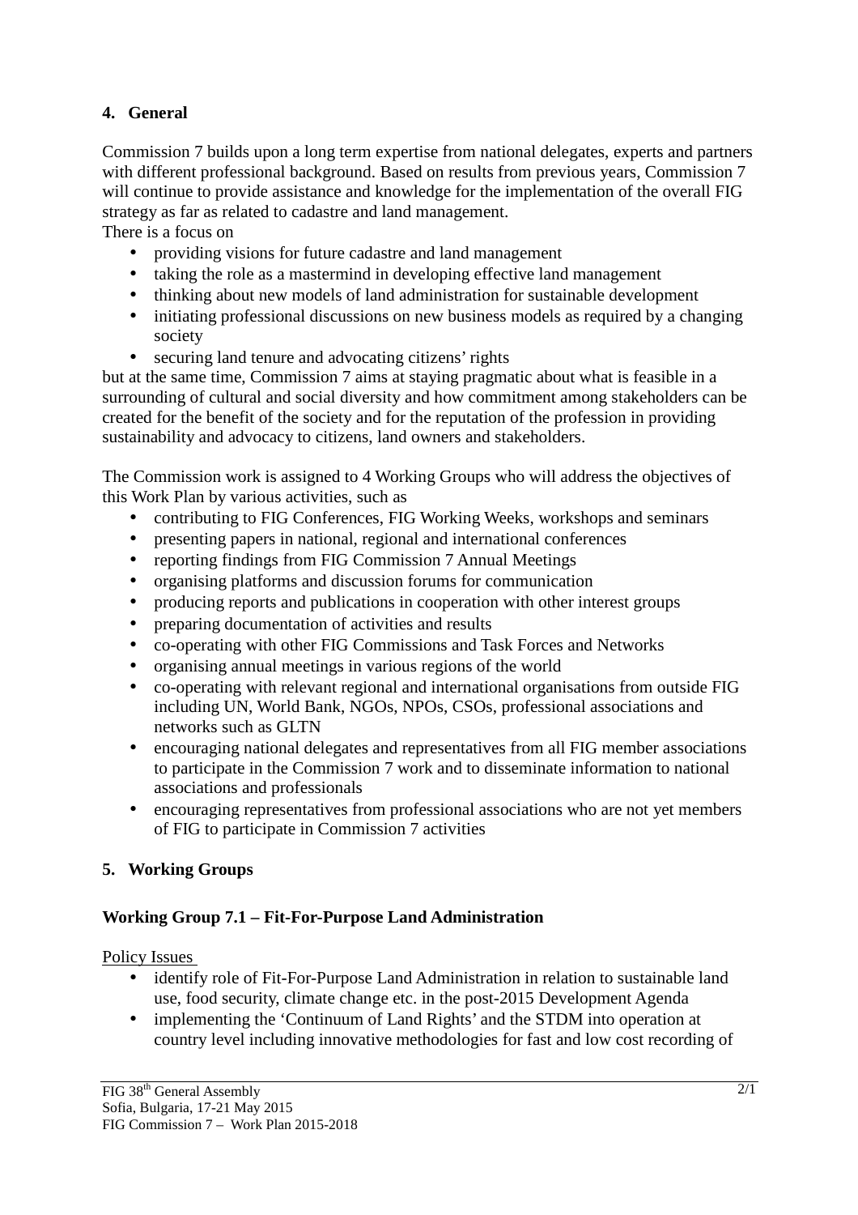## 4. General

Commission 7 builds upon a long term expertise from national delegates, experts and partners with different professional background. Based on results from previous years, Commission 7 will continue to provide assistance and knowledge for the implementation of the overall FIG strategy as far as related to cadastre and land management.

There is a focus on

- providing visions for future cadastre and land management
- taking the role as a mastermind in developing effective land management
- thinking about new models of land administration for sustainable development
- initiating professional discussions on new business models as required by a changing society
- securing land tenure and advocating citizens' rights

but at the same time, Commission 7 aims at staying pragmatic about what is feasible in a surrounding of cultural and social diversity and how commitment among stakeholders can be created for the benefit of the society and for the reputation of the profession in providing sustainability and advocacy to citizens, land owners and stakeholders.

The Commission work is assigned to 4 Working Groups who will address the objectives of this Work Plan by various activities, such as

- contributing to FIG Conferences, FIG Working Weeks, workshops and seminars
- presenting papers in national, regional and international conferences
- reporting findings from FIG Commission 7 Annual Meetings
- organising platforms and discussion forums for communication
- producing reports and publications in cooperation with other interest groups
- preparing documentation of activities and results
- co-operating with other FIG Commissions and Task Forces and Networks
- organising annual meetings in various regions of the world
- co-operating with relevant regional and international organisations from outside FIG including UN, World Bank, NGOs, NPOs, CSOs, professional associations and networks such as GLTN
- encouraging national delegates and representatives from all FIG member associations to participate in the Commission 7 work and to disseminate information to national associations and professionals
- encouraging representatives from professional associations who are not yet members of FIG to participate in Commission 7 activities

## 5. Working Groups

### Working Group 7.1 – Fit-For-Purpose Land Administration

Policy Issues

- identify role of Fit-For-Purpose Land Administration in relation to sustainable land use, food security, climate change etc. in the post-2015 Development Agenda
- implementing the 'Continuum of Land Rights' and the STDM into operation at country level including innovative methodologies for fast and low cost recording of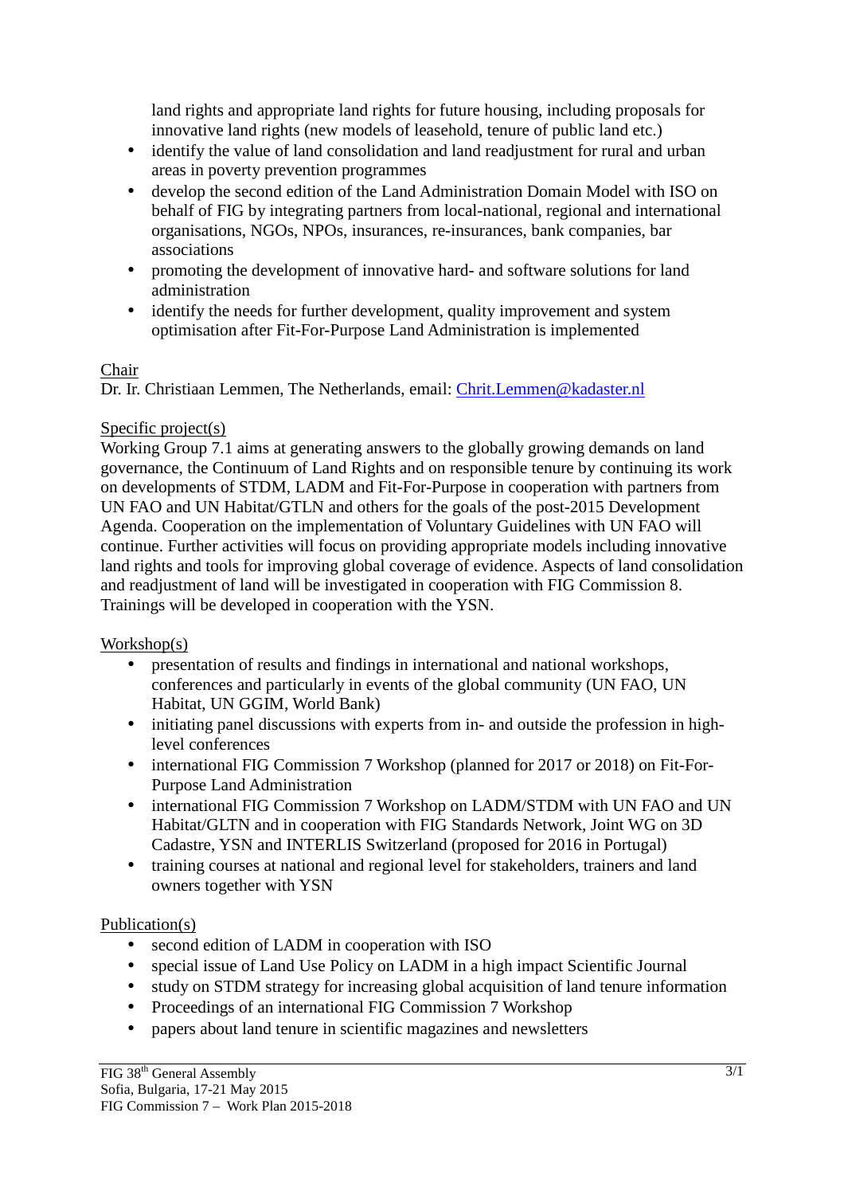land rights and appropriate land rights for future housing, including proposals for innovative land rights (new models of leasehold, tenure of public land etc.)
- identify the value of land consolidation and land readjustment for rural and urban areas in poverty prevention programmes
- develop the second edition of the Land Administration Domain Model with ISO on behalf of FIG by integrating partners from local-national, regional and international organisations, NGOs, NPOs, insurances, re-insurances, bank companies, bar associations
- promoting the development of innovative hard- and software solutions for land administration
- identify the needs for further development, quality improvement and system optimisation after Fit-For-Purpose Land Administration is implemented

Chair
Dr. Ir. Christiaan Lemmen, The Netherlands, email: Chrit.Lemmen@kadaster.nl

Specific project(s)
Working Group 7.1 aims at generating answers to the globally growing demands on land governance, the Continuum of Land Rights and on responsible tenure by continuing its work on developments of STDM, LADM and Fit-For-Purpose in cooperation with partners from UN FAO and UN Habitat/GTLN and others for the goals of the post-2015 Development Agenda. Cooperation on the implementation of Voluntary Guidelines with UN FAO will continue. Further activities will focus on providing appropriate models including innovative land rights and tools for improving global coverage of evidence. Aspects of land consolidation and readjustment of land will be investigated in cooperation with FIG Commission 8. Trainings will be developed in cooperation with the YSN.

Workshop(s)
- presentation of results and findings in international and national workshops, conferences and particularly in events of the global community (UN FAO, UN Habitat, UN GGIM, World Bank)
- initiating panel discussions with experts from in- and outside the profession in high-level conferences
- international FIG Commission 7 Workshop (planned for 2017 or 2018) on Fit-For-Purpose Land Administration
- international FIG Commission 7 Workshop on LADM/STDM with UN FAO and UN Habitat/GLTN and in cooperation with FIG Standards Network, Joint WG on 3D Cadastre, YSN and INTERLIS Switzerland (proposed for 2016 in Portugal)
- training courses at national and regional level for stakeholders, trainers and land owners together with YSN

Publication(s)
- second edition of LADM in cooperation with ISO
- special issue of Land Use Policy on LADM in a high impact Scientific Journal
- study on STDM strategy for increasing global acquisition of land tenure information
- Proceedings of an international FIG Commission 7 Workshop
- papers about land tenure in scientific magazines and newsletters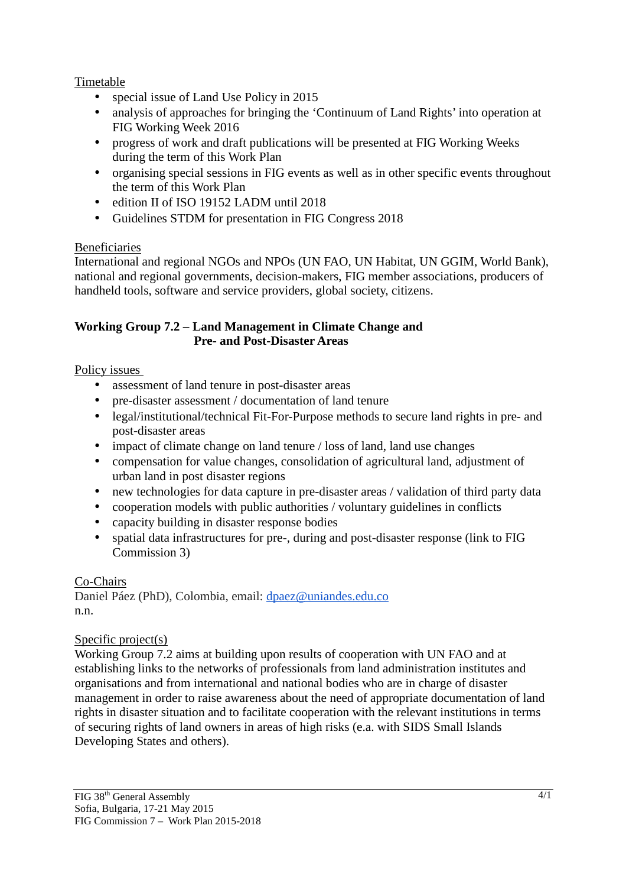Timetable

- special issue of Land Use Policy in 2015
- analysis of approaches for bringing the ‘Continuum of Land Rights’ into operation at FIG Working Week 2016
- progress of work and draft publications will be presented at FIG Working Weeks during the term of this Work Plan
- organising special sessions in FIG events as well as in other specific events throughout the term of this Work Plan
- edition II of ISO 19152 LADM until 2018
- Guidelines STDM for presentation in FIG Congress 2018

Beneficiaries

International and regional NGOs and NPOs (UN FAO, UN Habitat, UN GGIM, World Bank), national and regional governments, decision-makers, FIG member associations, producers of handheld tools, software and service providers, global society, citizens.

## Working Group 7.2 – Land Management in Climate Change and Pre- and Post-Disaster Areas

Policy issues

- assessment of land tenure in post-disaster areas
- pre-disaster assessment / documentation of land tenure
- legal/institutional/technical Fit-For-Purpose methods to secure land rights in pre- and post-disaster areas
- impact of climate change on land tenure / loss of land, land use changes
- compensation for value changes, consolidation of agricultural land, adjustment of urban land in post disaster regions
- new technologies for data capture in pre-disaster areas / validation of third party data
- cooperation models with public authorities / voluntary guidelines in conflicts
- capacity building in disaster response bodies
- spatial data infrastructures for pre-, during and post-disaster response (link to FIG Commission 3)

Co-Chairs

Daniel Páez (PhD), Colombia, email: dpaez@uniandes.edu.co
n.n.

Specific project(s)

Working Group 7.2 aims at building upon results of cooperation with UN FAO and at establishing links to the networks of professionals from land administration institutes and organisations and from international and national bodies who are in charge of disaster management in order to raise awareness about the need of appropriate documentation of land rights in disaster situation and to facilitate cooperation with the relevant institutions in terms of securing rights of land owners in areas of high risks (e.a. with SIDS Small Islands Developing States and others).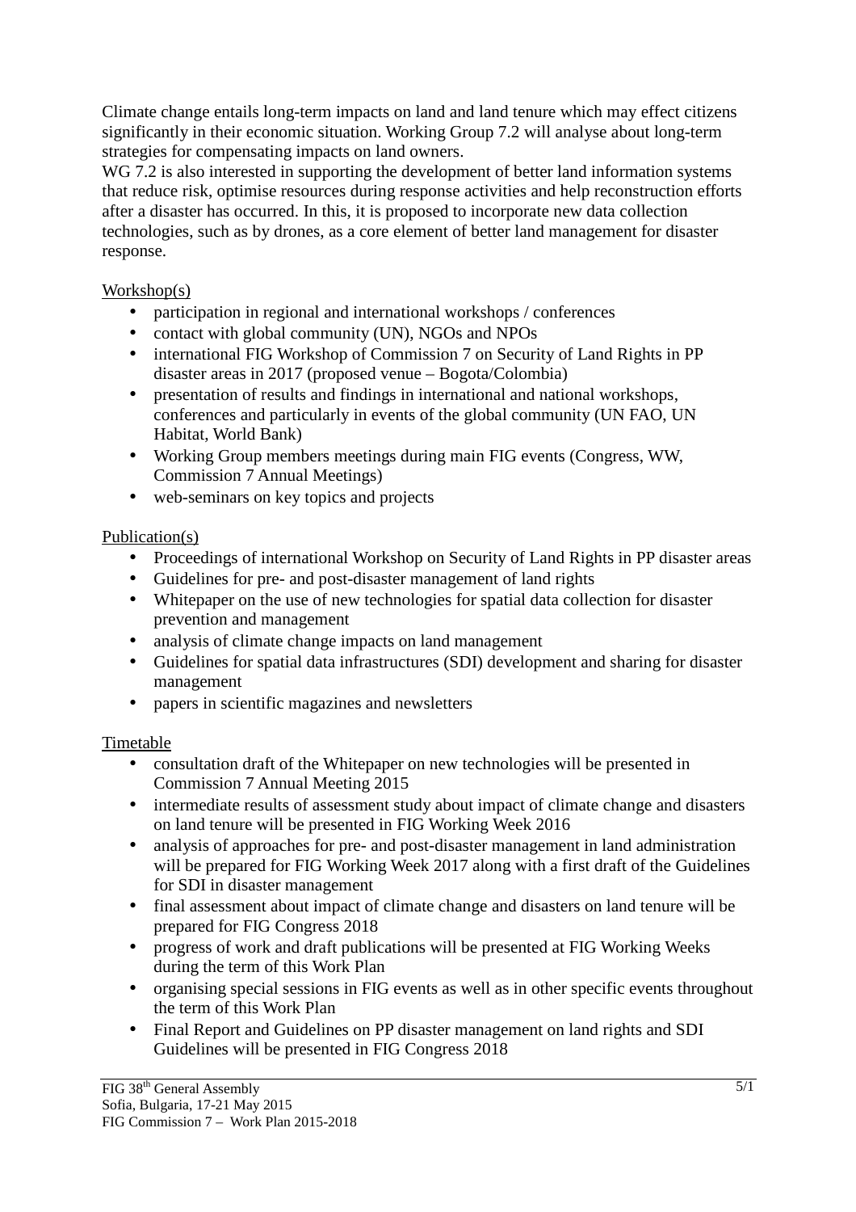Climate change entails long-term impacts on land and land tenure which may effect citizens significantly in their economic situation. Working Group 7.2 will analyse about long-term strategies for compensating impacts on land owners.
WG 7.2 is also interested in supporting the development of better land information systems that reduce risk, optimise resources during response activities and help reconstruction efforts after a disaster has occurred. In this, it is proposed to incorporate new data collection technologies, such as by drones, as a core element of better land management for disaster response.

<u>Workshop(s)</u>

- participation in regional and international workshops / conferences
- contact with global community (UN), NGOs and NPOs
- international FIG Workshop of Commission 7 on Security of Land Rights in PP disaster areas in 2017 (proposed venue – Bogota/Colombia)
- presentation of results and findings in international and national workshops, conferences and particularly in events of the global community (UN FAO, UN Habitat, World Bank)
- Working Group members meetings during main FIG events (Congress, WW, Commission 7 Annual Meetings)
- web-seminars on key topics and projects

<u>Publication(s)</u>

- Proceedings of international Workshop on Security of Land Rights in PP disaster areas
- Guidelines for pre- and post-disaster management of land rights
- Whitepaper on the use of new technologies for spatial data collection for disaster prevention and management
- analysis of climate change impacts on land management
- Guidelines for spatial data infrastructures (SDI) development and sharing for disaster management
- papers in scientific magazines and newsletters

<u>Timetable</u>

- consultation draft of the Whitepaper on new technologies will be presented in Commission 7 Annual Meeting 2015
- intermediate results of assessment study about impact of climate change and disasters on land tenure will be presented in FIG Working Week 2016
- analysis of approaches for pre- and post-disaster management in land administration will be prepared for FIG Working Week 2017 along with a first draft of the Guidelines for SDI in disaster management
- final assessment about impact of climate change and disasters on land tenure will be prepared for FIG Congress 2018
- progress of work and draft publications will be presented at FIG Working Weeks during the term of this Work Plan
- organising special sessions in FIG events as well as in other specific events throughout the term of this Work Plan
- Final Report and Guidelines on PP disaster management on land rights and SDI Guidelines will be presented in FIG Congress 2018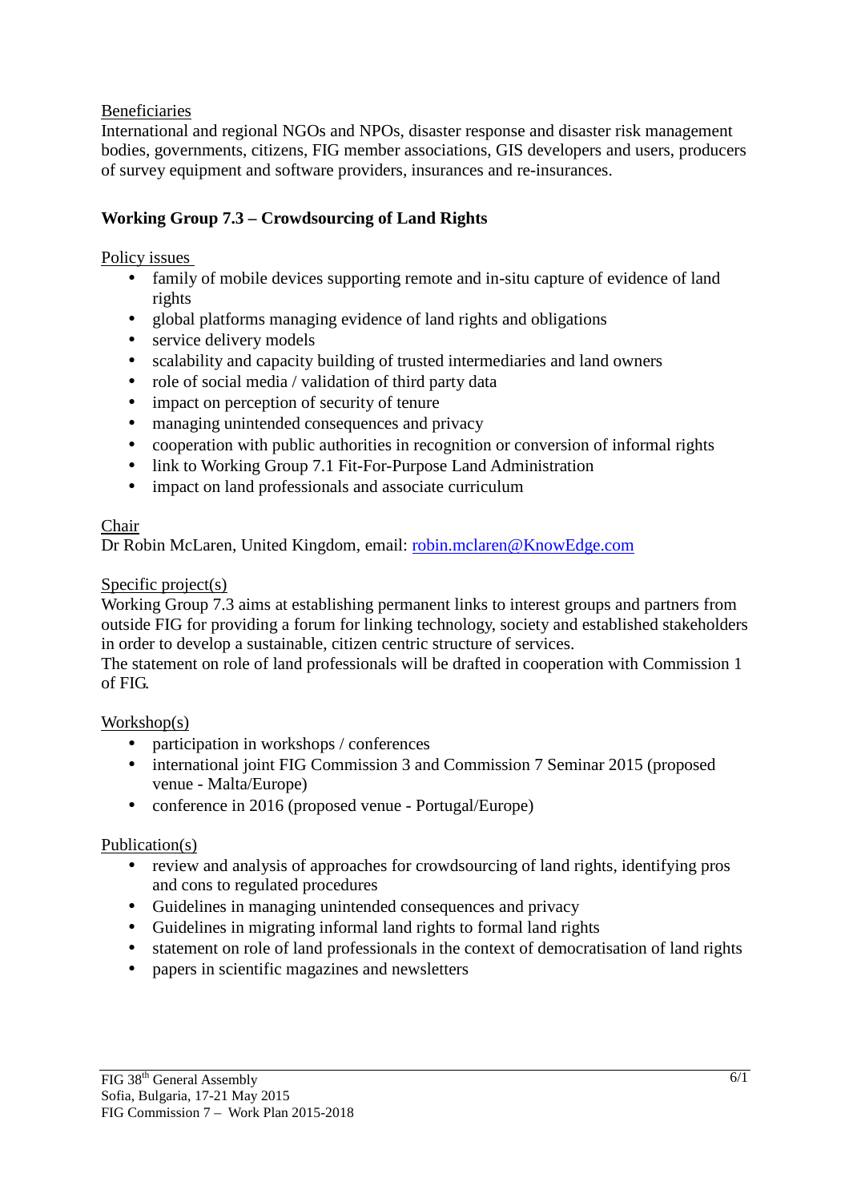Beneficiaries
International and regional NGOs and NPOs, disaster response and disaster risk management bodies, governments, citizens, FIG member associations, GIS developers and users, producers of survey equipment and software providers, insurances and re-insurances.

**Working Group 7.3 – Crowdsourcing of Land Rights**

Policy issues

- family of mobile devices supporting remote and in-situ capture of evidence of land rights
- global platforms managing evidence of land rights and obligations
- service delivery models
- scalability and capacity building of trusted intermediaries and land owners
- role of social media / validation of third party data
- impact on perception of security of tenure
- managing unintended consequences and privacy
- cooperation with public authorities in recognition or conversion of informal rights
- link to Working Group 7.1 Fit-For-Purpose Land Administration
- impact on land professionals and associate curriculum

Chair
Dr Robin McLaren, United Kingdom, email: robin.mclaren@KnowEdge.com

Specific project(s)
Working Group 7.3 aims at establishing permanent links to interest groups and partners from outside FIG for providing a forum for linking technology, society and established stakeholders in order to develop a sustainable, citizen centric structure of services.
The statement on role of land professionals will be drafted in cooperation with Commission 1 of FIG.

Workshop(s)

- participation in workshops / conferences
- international joint FIG Commission 3 and Commission 7 Seminar 2015 (proposed venue - Malta/Europe)
- conference in 2016 (proposed venue - Portugal/Europe)

Publication(s)

- review and analysis of approaches for crowdsourcing of land rights, identifying pros and cons to regulated procedures
- Guidelines in managing unintended consequences and privacy
- Guidelines in migrating informal land rights to formal land rights
- statement on role of land professionals in the context of democratisation of land rights
- papers in scientific magazines and newsletters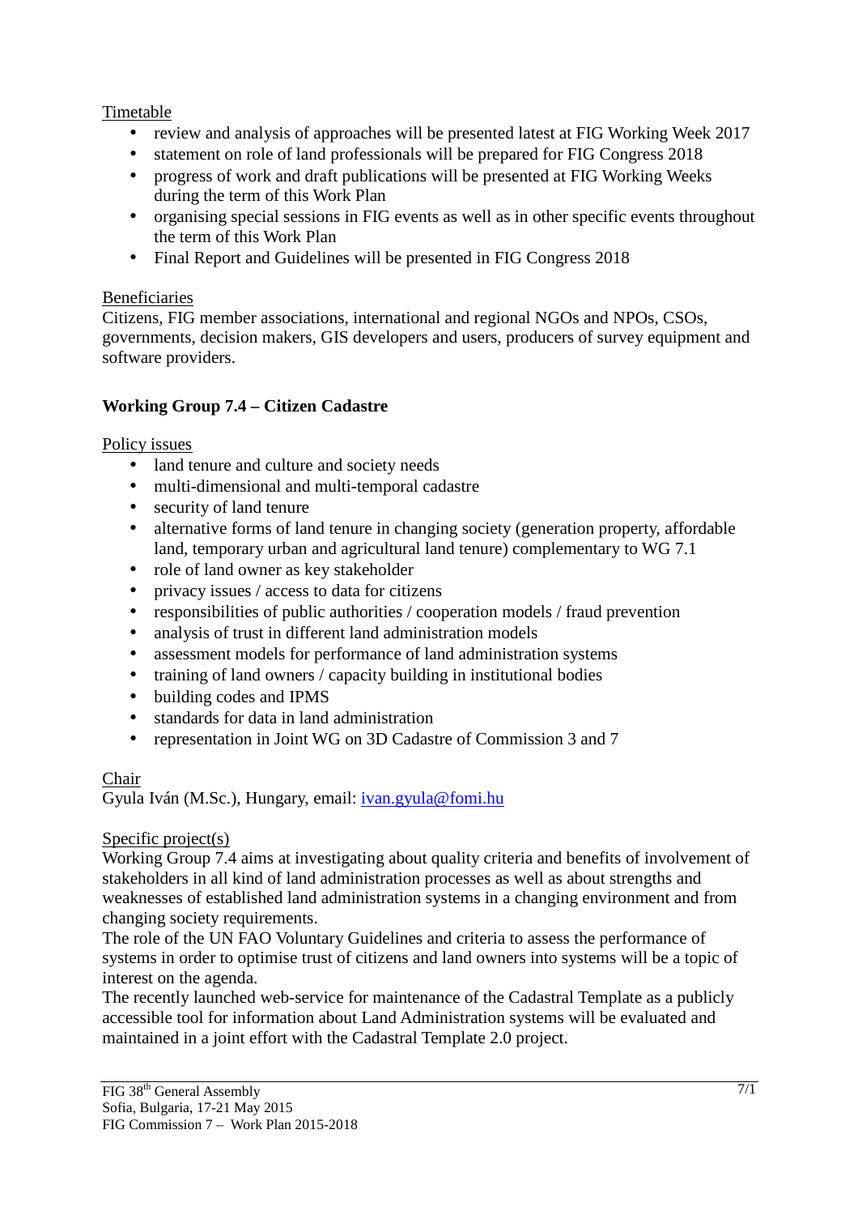Timetable

- review and analysis of approaches will be presented latest at FIG Working Week 2017
- statement on role of land professionals will be prepared for FIG Congress 2018
- progress of work and draft publications will be presented at FIG Working Weeks during the term of this Work Plan
- organising special sessions in FIG events as well as in other specific events throughout the term of this Work Plan
- Final Report and Guidelines will be presented in FIG Congress 2018

Beneficiaries

Citizens, FIG member associations, international and regional NGOs and NPOs, CSOs, governments, decision makers, GIS developers and users, producers of survey equipment and software providers.

**Working Group 7.4 – Citizen Cadastre**

Policy issues

- land tenure and culture and society needs
- multi-dimensional and multi-temporal cadastre
- security of land tenure
- alternative forms of land tenure in changing society (generation property, affordable land, temporary urban and agricultural land tenure) complementary to WG 7.1
- role of land owner as key stakeholder
- privacy issues / access to data for citizens
- responsibilities of public authorities / cooperation models / fraud prevention
- analysis of trust in different land administration models
- assessment models for performance of land administration systems
- training of land owners / capacity building in institutional bodies
- building codes and IPMS
- standards for data in land administration
- representation in Joint WG on 3D Cadastre of Commission 3 and 7

Chair

Gyula Iván (M.Sc.), Hungary, email: ivan.gyula@fomi.hu

Specific project(s)

Working Group 7.4 aims at investigating about quality criteria and benefits of involvement of stakeholders in all kind of land administration processes as well as about strengths and weaknesses of established land administration systems in a changing environment and from changing society requirements.

The role of the UN FAO Voluntary Guidelines and criteria to assess the performance of systems in order to optimise trust of citizens and land owners into systems will be a topic of interest on the agenda.

The recently launched web-service for maintenance of the Cadastral Template as a publicly accessible tool for information about Land Administration systems will be evaluated and maintained in a joint effort with the Cadastral Template 2.0 project.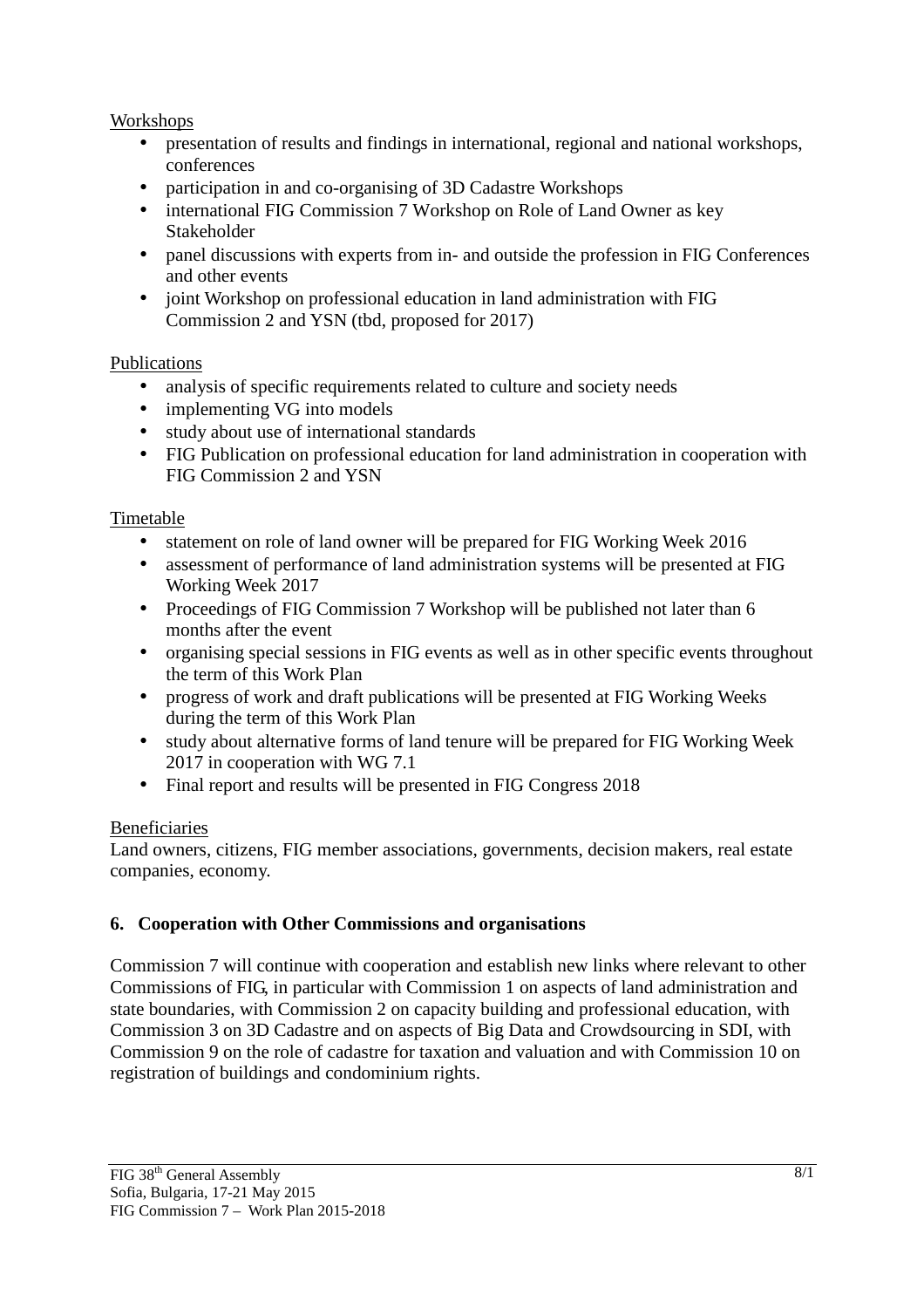Workshops

- presentation of results and findings in international, regional and national workshops, conferences
- participation in and co-organising of 3D Cadastre Workshops
- international FIG Commission 7 Workshop on Role of Land Owner as key Stakeholder
- panel discussions with experts from in- and outside the profession in FIG Conferences and other events
- joint Workshop on professional education in land administration with FIG Commission 2 and YSN (tbd, proposed for 2017)

Publications

- analysis of specific requirements related to culture and society needs
- implementing VG into models
- study about use of international standards
- FIG Publication on professional education for land administration in cooperation with FIG Commission 2 and YSN

Timetable

- statement on role of land owner will be prepared for FIG Working Week 2016
- assessment of performance of land administration systems will be presented at FIG Working Week 2017
- Proceedings of FIG Commission 7 Workshop will be published not later than 6 months after the event
- organising special sessions in FIG events as well as in other specific events throughout the term of this Work Plan
- progress of work and draft publications will be presented at FIG Working Weeks during the term of this Work Plan
- study about alternative forms of land tenure will be prepared for FIG Working Week 2017 in cooperation with WG 7.1
- Final report and results will be presented in FIG Congress 2018

Beneficiaries

Land owners, citizens, FIG member associations, governments, decision makers, real estate companies, economy.

## 6. Cooperation with Other Commissions and organisations

Commission 7 will continue with cooperation and establish new links where relevant to other Commissions of FIG, in particular with Commission 1 on aspects of land administration and state boundaries, with Commission 2 on capacity building and professional education, with Commission 3 on 3D Cadastre and on aspects of Big Data and Crowdsourcing in SDI, with Commission 9 on the role of cadastre for taxation and valuation and with Commission 10 on registration of buildings and condominium rights.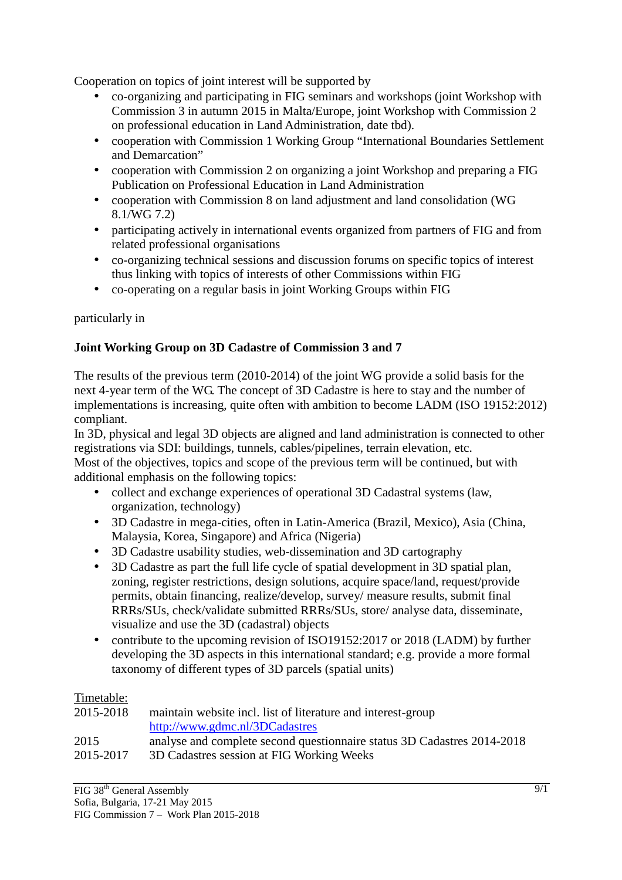Cooperation on topics of joint interest will be supported by

- co-organizing and participating in FIG seminars and workshops (joint Workshop with Commission 3 in autumn 2015 in Malta/Europe, joint Workshop with Commission 2 on professional education in Land Administration, date tbd).
- cooperation with Commission 1 Working Group "International Boundaries Settlement and Demarcation"
- cooperation with Commission 2 on organizing a joint Workshop and preparing a FIG Publication on Professional Education in Land Administration
- cooperation with Commission 8 on land adjustment and land consolidation (WG 8.1/WG 7.2)
- participating actively in international events organized from partners of FIG and from related professional organisations
- co-organizing technical sessions and discussion forums on specific topics of interest thus linking with topics of interests of other Commissions within FIG
- co-operating on a regular basis in joint Working Groups within FIG

particularly in

**Joint Working Group on 3D Cadastre of Commission 3 and 7**

The results of the previous term (2010-2014) of the joint WG provide a solid basis for the next 4-year term of the WG. The concept of 3D Cadastre is here to stay and the number of implementations is increasing, quite often with ambition to become LADM (ISO 19152:2012) compliant.
In 3D, physical and legal 3D objects are aligned and land administration is connected to other registrations via SDI: buildings, tunnels, cables/pipelines, terrain elevation, etc.
Most of the objectives, topics and scope of the previous term will be continued, but with additional emphasis on the following topics:

- collect and exchange experiences of operational 3D Cadastral systems (law, organization, technology)
- 3D Cadastre in mega-cities, often in Latin-America (Brazil, Mexico), Asia (China, Malaysia, Korea, Singapore) and Africa (Nigeria)
- 3D Cadastre usability studies, web-dissemination and 3D cartography
- 3D Cadastre as part the full life cycle of spatial development in 3D spatial plan, zoning, register restrictions, design solutions, acquire space/land, request/provide permits, obtain financing, realize/develop, survey/ measure results, submit final RRRs/SUs, check/validate submitted RRRs/SUs, store/ analyse data, disseminate, visualize and use the 3D (cadastral) objects
- contribute to the upcoming revision of ISO19152:2017 or 2018 (LADM) by further developing the 3D aspects in this international standard; e.g. provide a more formal taxonomy of different types of 3D parcels (spatial units)

Timetable:

| | |
|---|---|
| 2015-2018 | maintain website incl. list of literature and interest-group http://www.gdmc.nl/3DCadastres |
| 2015 | analyse and complete second questionnaire status 3D Cadastres 2014-2018 |
| 2015-2017 | 3D Cadastres session at FIG Working Weeks |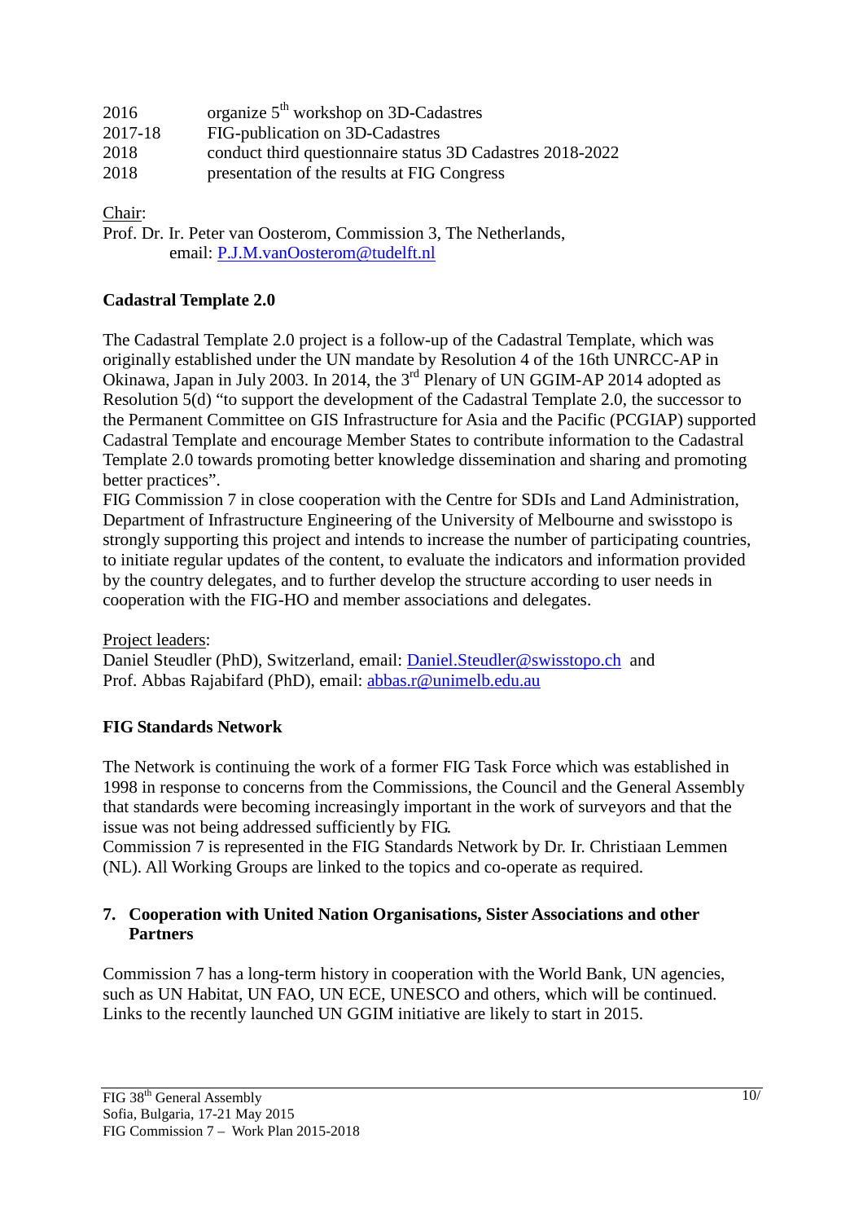| | |
|---|---|
| 2016 | organize 5th workshop on 3D-Cadastres |
| 2017-18 | FIG-publication on 3D-Cadastres |
| 2018 | conduct third questionnaire status 3D Cadastres 2018-2022 |
| 2018 | presentation of the results at FIG Congress |

Chair:
Prof. Dr. Ir. Peter van Oosterom, Commission 3, The Netherlands,
email: P.J.M.vanOosterom@tudelft.nl

**Cadastral Template 2.0**

The Cadastral Template 2.0 project is a follow-up of the Cadastral Template, which was originally established under the UN mandate by Resolution 4 of the 16th UNRCC-AP in Okinawa, Japan in July 2003. In 2014, the 3rd Plenary of UN GGIM-AP 2014 adopted as Resolution 5(d) "to support the development of the Cadastral Template 2.0, the successor to the Permanent Committee on GIS Infrastructure for Asia and the Pacific (PCGIAP) supported Cadastral Template and encourage Member States to contribute information to the Cadastral Template 2.0 towards promoting better knowledge dissemination and sharing and promoting better practices".
FIG Commission 7 in close cooperation with the Centre for SDIs and Land Administration, Department of Infrastructure Engineering of the University of Melbourne and swisstopo is strongly supporting this project and intends to increase the number of participating countries, to initiate regular updates of the content, to evaluate the indicators and information provided by the country delegates, and to further develop the structure according to user needs in cooperation with the FIG-HO and member associations and delegates.

Project leaders:
Daniel Steudler (PhD), Switzerland, email: Daniel.Steudler@swisstopo.ch and
Prof. Abbas Rajabifard (PhD), email: abbas.r@unimelb.edu.au

**FIG Standards Network**

The Network is continuing the work of a former FIG Task Force which was established in 1998 in response to concerns from the Commissions, the Council and the General Assembly that standards were becoming increasingly important in the work of surveyors and that the issue was not being addressed sufficiently by FIG.
Commission 7 is represented in the FIG Standards Network by Dr. Ir. Christiaan Lemmen (NL). All Working Groups are linked to the topics and co-operate as required.

## 7. Cooperation with United Nation Organisations, Sister Associations and other Partners

Commission 7 has a long-term history in cooperation with the World Bank, UN agencies, such as UN Habitat, UN FAO, UN ECE, UNESCO and others, which will be continued. Links to the recently launched UN GGIM initiative are likely to start in 2015.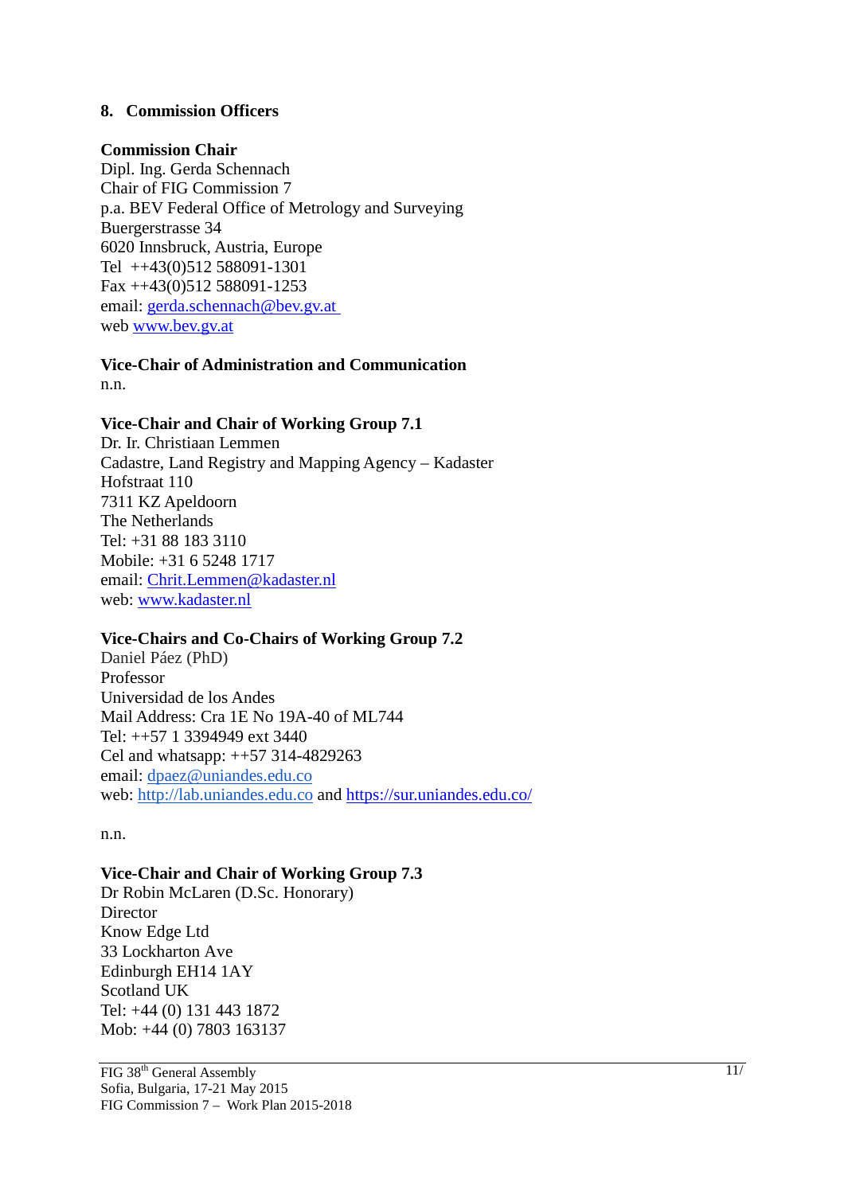## 8. Commission Officers

**Commission Chair**
Dipl. Ing. Gerda Schennach
Chair of FIG Commission 7
p.a. BEV Federal Office of Metrology and Surveying
Buergerstrasse 34
6020 Innsbruck, Austria, Europe
Tel ++43(0)512 588091-1301
Fax ++43(0)512 588091-1253
email: gerda.schennach@bev.gv.at
web www.bev.gv.at

**Vice-Chair of Administration and Communication**
n.n.

**Vice-Chair and Chair of Working Group 7.1**
Dr. Ir. Christiaan Lemmen
Cadastre, Land Registry and Mapping Agency – Kadaster
Hofstraat 110
7311 KZ Apeldoorn
The Netherlands
Tel: +31 88 183 3110
Mobile: +31 6 5248 1717
email: Chrit.Lemmen@kadaster.nl
web: www.kadaster.nl

**Vice-Chairs and Co-Chairs of Working Group 7.2**
Daniel Páez (PhD)
Professor
Universidad de los Andes
Mail Address: Cra 1E No 19A-40 of ML744
Tel: ++57 1 3394949 ext 3440
Cel and whatsapp: ++57 314-4829263
email: dpaez@uniandes.edu.co
web: http://lab.uniandes.edu.co and https://sur.uniandes.edu.co/

n.n.

**Vice-Chair and Chair of Working Group 7.3**
Dr Robin McLaren (D.Sc. Honorary)
Director
Know Edge Ltd
33 Lockharton Ave
Edinburgh EH14 1AY
Scotland UK
Tel: +44 (0) 131 443 1872
Mob: +44 (0) 7803 163137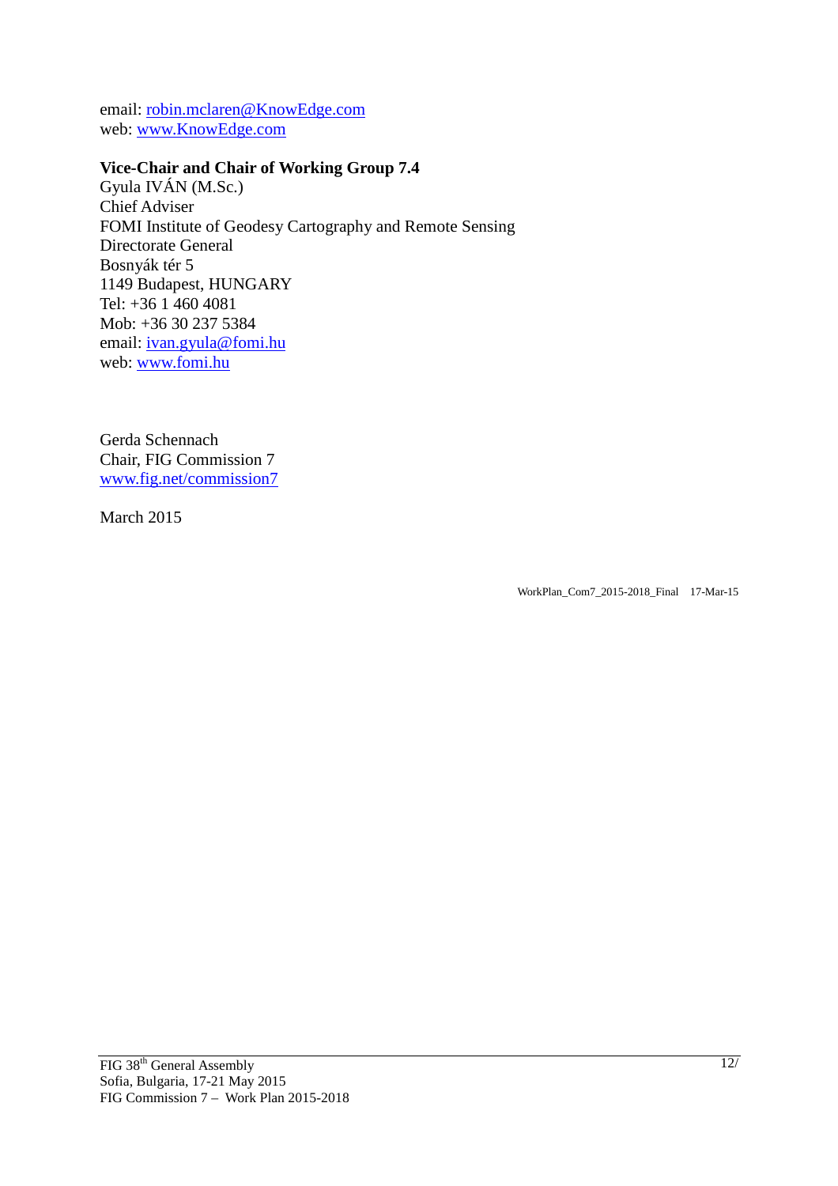email: robin.mclaren@KnowEdge.com
web: www.KnowEdge.com

**Vice-Chair and Chair of Working Group 7.4**
Gyula IVÁN (M.Sc.)
Chief Adviser
FOMI Institute of Geodesy Cartography and Remote Sensing
Directorate General
Bosnyák tér 5
1149 Budapest, HUNGARY
Tel: +36 1 460 4081
Mob: +36 30 237 5384
email: ivan.gyula@fomi.hu
web: www.fomi.hu

Gerda Schennach
Chair, FIG Commission 7
www.fig.net/commission7

March 2015

WorkPlan_Com7_2015-2018_Final 17-Mar-15